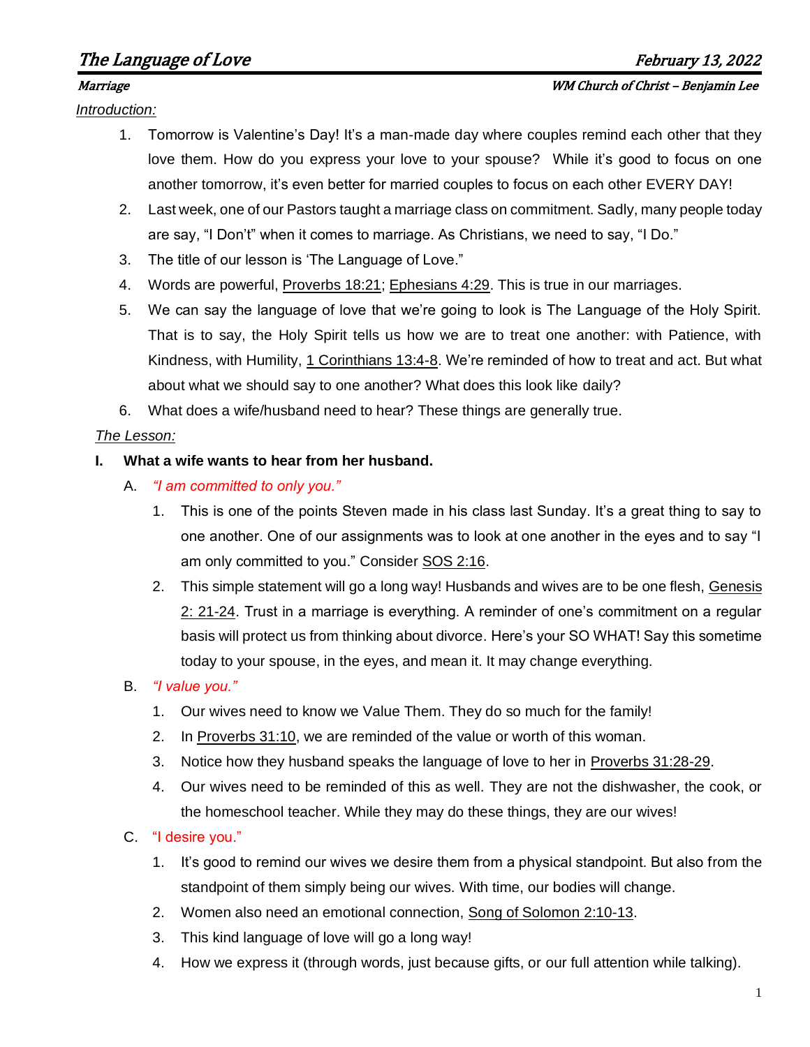# The Language of Love

**February 13, 2022**

*Marriage* — *WM Church of Christ – Benjamin Lee*

*Introduction:*

1. Tomorrow is Valentine's Day! It's a man-made day where couples remind each other that they love them. How do you express your love to your spouse? While it's good to focus on one another tomorrow, it's even better for married couples to focus on each other EVERY DAY!
2. Last week, one of our Pastors taught a marriage class on commitment. Sadly, many people today are say, "I Don't" when it comes to marriage. As Christians, we need to say, "I Do."
3. The title of our lesson is 'The Language of Love."
4. Words are powerful, Proverbs 18:21; Ephesians 4:29. This is true in our marriages.
5. We can say the language of love that we're going to look is The Language of the Holy Spirit. That is to say, the Holy Spirit tells us how we are to treat one another: with Patience, with Kindness, with Humility, 1 Corinthians 13:4-8. We're reminded of how to treat and act. But what about what we should say to one another? What does this look like daily?
6. What does a wife/husband need to hear? These things are generally true.

*The Lesson:*

## I. What a wife wants to hear from her husband.

### A. *"I am committed to only you."*

1. This is one of the points Steven made in his class last Sunday. It's a great thing to say to one another. One of our assignments was to look at one another in the eyes and to say "I am only committed to you." Consider SOS 2:16.
2. This simple statement will go a long way! Husbands and wives are to be one flesh, Genesis 2: 21-24. Trust in a marriage is everything. A reminder of one's commitment on a regular basis will protect us from thinking about divorce. Here's your SO WHAT! Say this sometime today to your spouse, in the eyes, and mean it. It may change everything.

### B. *"I value you."*

1. Our wives need to know we Value Them. They do so much for the family!
2. In Proverbs 31:10, we are reminded of the value or worth of this woman.
3. Notice how they husband speaks the language of love to her in Proverbs 31:28-29.
4. Our wives need to be reminded of this as well. They are not the dishwasher, the cook, or the homeschool teacher. While they may do these things, they are our wives!

### C. "I desire you."

1. It's good to remind our wives we desire them from a physical standpoint. But also from the standpoint of them simply being our wives. With time, our bodies will change.
2. Women also need an emotional connection, Song of Solomon 2:10-13.
3. This kind language of love will go a long way!
4. How we express it (through words, just because gifts, or our full attention while talking).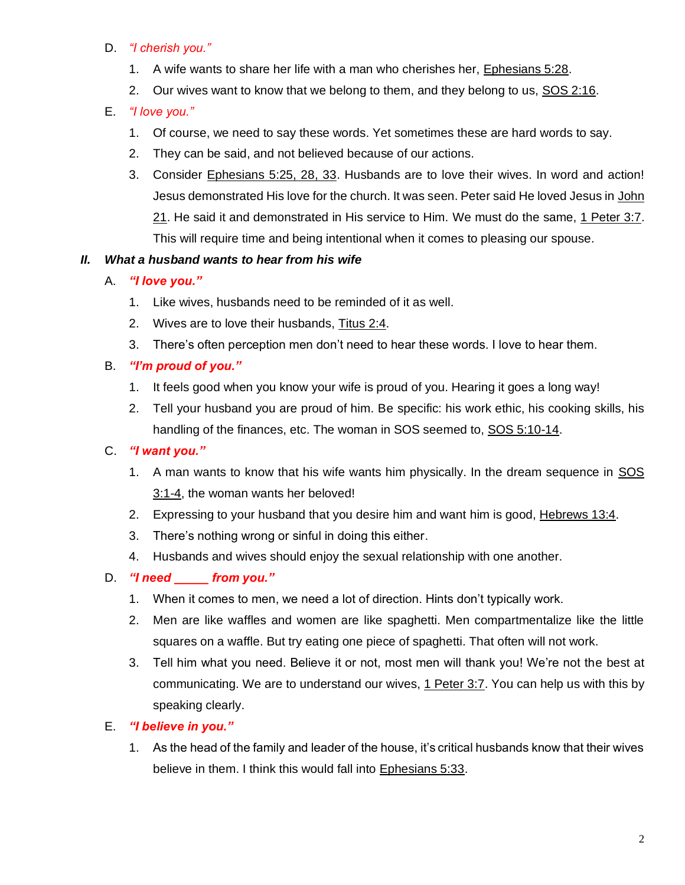D. *"I cherish you."*

1. A wife wants to share her life with a man who cherishes her, Ephesians 5:28.
2. Our wives want to know that we belong to them, and they belong to us, SOS 2:16.

E. *"I love you."*

1. Of course, we need to say these words. Yet sometimes these are hard words to say.
2. They can be said, and not believed because of our actions.
3. Consider Ephesians 5:25, 28, 33. Husbands are to love their wives. In word and action! Jesus demonstrated His love for the church. It was seen. Peter said He loved Jesus in John 21. He said it and demonstrated in His service to Him. We must do the same, 1 Peter 3:7. This will require time and being intentional when it comes to pleasing our spouse.

## II. *What a husband wants to hear from his wife*

A. ***"I love you."***

1. Like wives, husbands need to be reminded of it as well.
2. Wives are to love their husbands, Titus 2:4.
3. There's often perception men don't need to hear these words. I love to hear them.

B. ***"I'm proud of you."***

1. It feels good when you know your wife is proud of you. Hearing it goes a long way!
2. Tell your husband you are proud of him. Be specific: his work ethic, his cooking skills, his handling of the finances, etc. The woman in SOS seemed to, SOS 5:10-14.

C. ***"I want you."***

1. A man wants to know that his wife wants him physically. In the dream sequence in SOS 3:1-4, the woman wants her beloved!
2. Expressing to your husband that you desire him and want him is good, Hebrews 13:4.
3. There's nothing wrong or sinful in doing this either.
4. Husbands and wives should enjoy the sexual relationship with one another.

D. ***"I need _____ from you."***

1. When it comes to men, we need a lot of direction. Hints don't typically work.
2. Men are like waffles and women are like spaghetti. Men compartmentalize like the little squares on a waffle. But try eating one piece of spaghetti. That often will not work.
3. Tell him what you need. Believe it or not, most men will thank you! We're not the best at communicating. We are to understand our wives, 1 Peter 3:7. You can help us with this by speaking clearly.

E. ***"I believe in you."***

1. As the head of the family and leader of the house, it's critical husbands know that their wives believe in them. I think this would fall into Ephesians 5:33.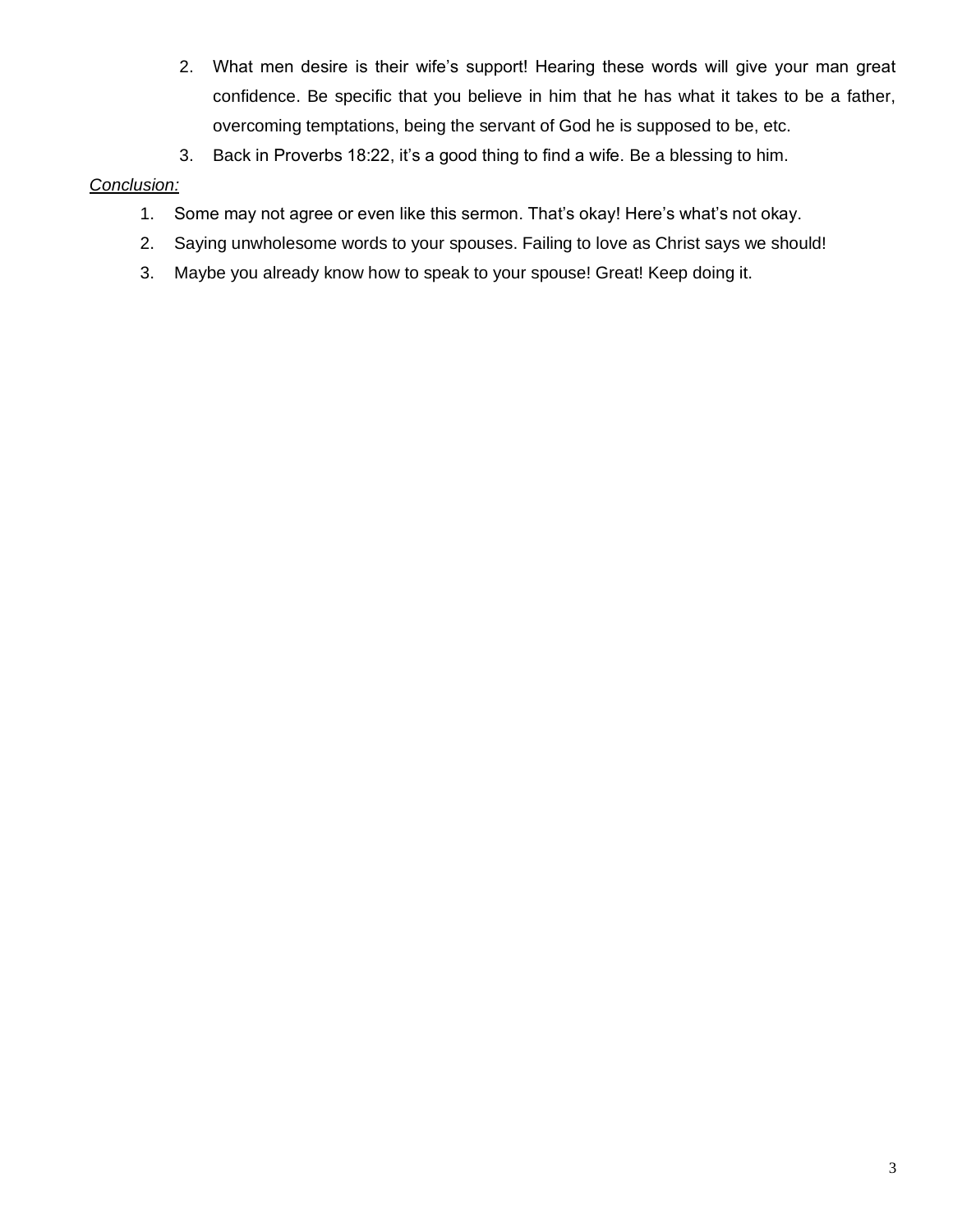2. What men desire is their wife's support! Hearing these words will give your man great confidence. Be specific that you believe in him that he has what it takes to be a father, overcoming temptations, being the servant of God he is supposed to be, etc.
3. Back in Proverbs 18:22, it's a good thing to find a wife. Be a blessing to him.

*Conclusion:*

1. Some may not agree or even like this sermon. That's okay! Here's what's not okay.
2. Saying unwholesome words to your spouses. Failing to love as Christ says we should!
3. Maybe you already know how to speak to your spouse! Great! Keep doing it.